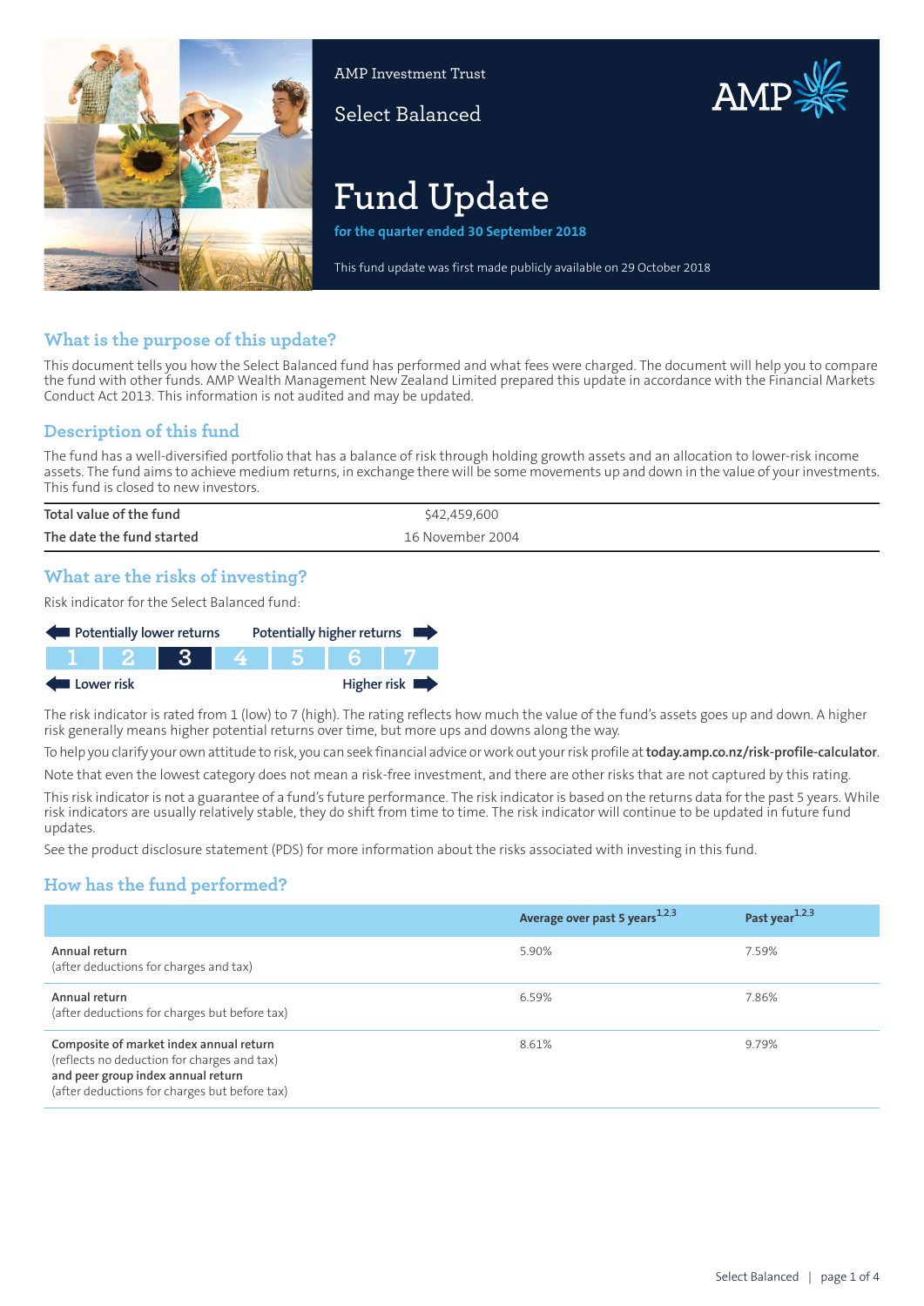AMP Investment Trust

Select Balanced

# Fund Update

**for the quarter ended 30 September 2018**

This fund update was first made publicly available on 29 October 2018

## What is the purpose of this update?

This document tells you how the Select Balanced fund has performed and what fees were charged. The document will help you to compare the fund with other funds. AMP Wealth Management New Zealand Limited prepared this update in accordance with the Financial Markets Conduct Act 2013. This information is not audited and may be updated.

## Description of this fund

The fund has a well-diversified portfolio that has a balance of risk through holding growth assets and an allocation to lower-risk income assets. The fund aims to achieve medium returns, in exchange there will be some movements up and down in the value of your investments. This fund is closed to new investors.

| | |
|---|---|
| Total value of the fund | $42,459,600 |
| The date the fund started | 16 November 2004 |

## What are the risks of investing?

Risk indicator for the Select Balanced fund:

Potentially lower returns — Potentially higher returns

| 1 | 2 | **3** | 4 | 5 | 6 | 7 |
|---|---|---|---|---|---|---|

Lower risk — Higher risk

The risk indicator is rated from 1 (low) to 7 (high). The rating reflects how much the value of the fund's assets goes up and down. A higher risk generally means higher potential returns over time, but more ups and downs along the way.

To help you clarify your own attitude to risk, you can seek financial advice or work out your risk profile at **today.amp.co.nz/risk-profile-calculator**.

Note that even the lowest category does not mean a risk-free investment, and there are other risks that are not captured by this rating.

This risk indicator is not a guarantee of a fund's future performance. The risk indicator is based on the returns data for the past 5 years. While risk indicators are usually relatively stable, they do shift from time to time. The risk indicator will continue to be updated in future fund updates.

See the product disclosure statement (PDS) for more information about the risks associated with investing in this fund.

## How has the fund performed?

| | Average over past 5 years[1,2,3] | Past year[1,2,3] |
|---|---|---|
| Annual return (after deductions for charges and tax) | 5.90% | 7.59% |
| Annual return (after deductions for charges but before tax) | 6.59% | 7.86% |
| Composite of market index annual return (reflects no deduction for charges and tax) **and peer group index annual return** (after deductions for charges but before tax) | 8.61% | 9.79% |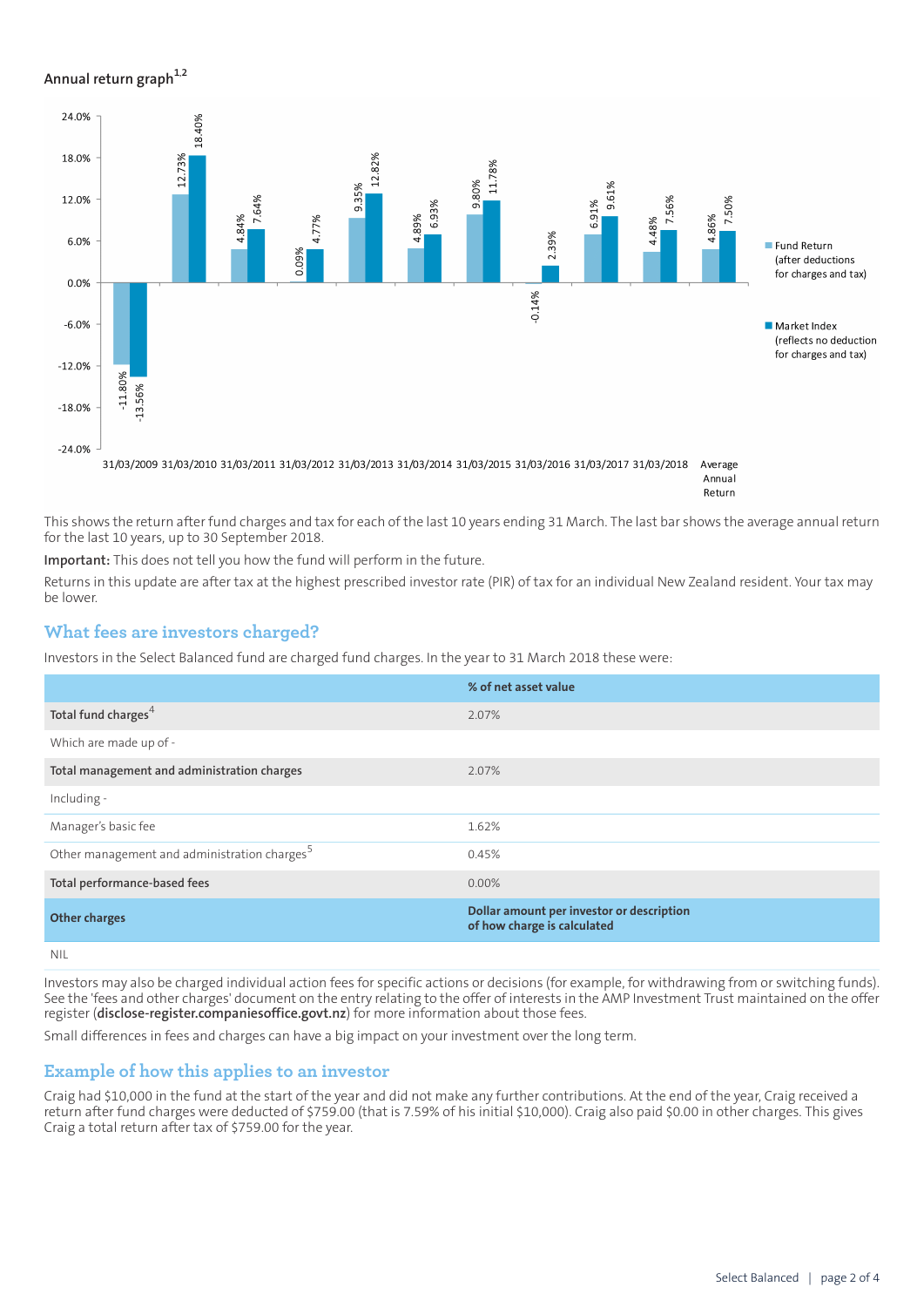## Annual return graph[1,2]

| Year | Fund Return (after deductions for charges and tax) | Market Index (reflects no deduction for charges and tax) |
|---|---|---|
| 31/03/2009 | -11.80% | -13.56% |
| 31/03/2010 | 12.73% | 18.40% |
| 31/03/2011 | 4.84% | 7.64% |
| 31/03/2012 | 0.09% | 4.77% |
| 31/03/2013 | 9.35% | 12.82% |
| 31/03/2014 | 4.89% | 6.93% |
| 31/03/2015 | 9.80% | 11.78% |
| 31/03/2016 | -0.14% | 2.39% |
| 31/03/2017 | 6.91% | 9.61% |
| 31/03/2018 | 4.48% | 7.56% |
| Average Annual Return | 4.86% | 7.50% |

This shows the return after fund charges and tax for each of the last 10 years ending 31 March. The last bar shows the average annual return for the last 10 years, up to 30 September 2018.

**Important:** This does not tell you how the fund will perform in the future.

Returns in this update are after tax at the highest prescribed investor rate (PIR) of tax for an individual New Zealand resident. Your tax may be lower.

## What fees are investors charged?

Investors in the Select Balanced fund are charged fund charges. In the year to 31 March 2018 these were:

| | % of net asset value |
|---|---|
| **Total fund charges**[4] | 2.07% |
| Which are made up of - | |
| **Total management and administration charges** | 2.07% |
| Including - | |
| Manager's basic fee | 1.62% |
| Other management and administration charges[5] | 0.45% |
| **Total performance-based fees** | 0.00% |
| **Other charges** | **Dollar amount per investor or description of how charge is calculated** |
| NIL | |

Investors may also be charged individual action fees for specific actions or decisions (for example, for withdrawing from or switching funds). See the 'fees and other charges' document on the entry relating to the offer of interests in the AMP Investment Trust maintained on the offer register (**disclose-register.companiesoffice.govt.nz**) for more information about those fees.

Small differences in fees and charges can have a big impact on your investment over the long term.

## Example of how this applies to an investor

Craig had $10,000 in the fund at the start of the year and did not make any further contributions. At the end of the year, Craig received a return after fund charges were deducted of $759.00 (that is 7.59% of his initial $10,000). Craig also paid $0.00 in other charges. This gives Craig a total return after tax of $759.00 for the year.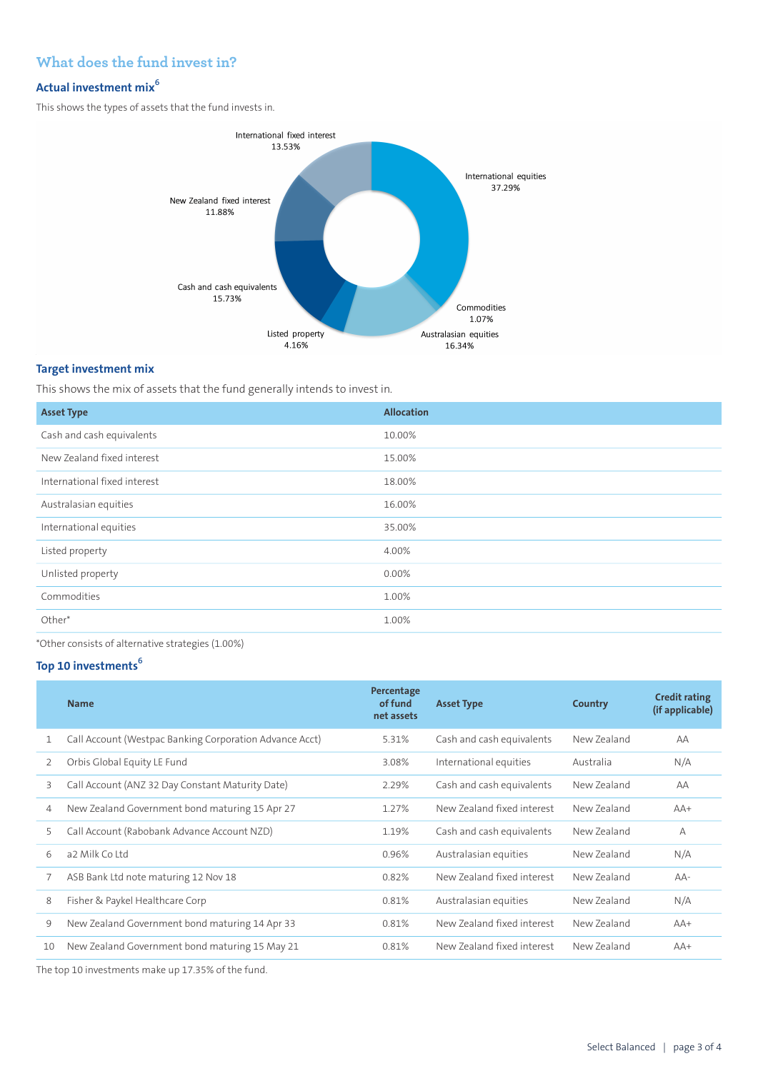## What does the fund invest in?

### Actual investment mix[6]

This shows the types of assets that the fund invests in.

International fixed interest 13.53%

International equities 37.29%

New Zealand fixed interest 11.88%

Cash and cash equivalents 15.73%

Commodities 1.07%

Listed property 4.16%

Australasian equities 16.34%

### Target investment mix

This shows the mix of assets that the fund generally intends to invest in.

| Asset Type | Allocation |
|---|---|
| Cash and cash equivalents | 10.00% |
| New Zealand fixed interest | 15.00% |
| International fixed interest | 18.00% |
| Australasian equities | 16.00% |
| International equities | 35.00% |
| Listed property | 4.00% |
| Unlisted property | 0.00% |
| Commodities | 1.00% |
| Other* | 1.00% |

*Other consists of alternative strategies (1.00%)

### Top 10 investments[6]

| | Name | Percentage of fund net assets | Asset Type | Country | Credit rating (if applicable) |
|---|---|---|---|---|---|
| 1 | Call Account (Westpac Banking Corporation Advance Acct) | 5.31% | Cash and cash equivalents | New Zealand | AA |
| 2 | Orbis Global Equity LE Fund | 3.08% | International equities | Australia | N/A |
| 3 | Call Account (ANZ 32 Day Constant Maturity Date) | 2.29% | Cash and cash equivalents | New Zealand | AA |
| 4 | New Zealand Government bond maturing 15 Apr 27 | 1.27% | New Zealand fixed interest | New Zealand | AA+ |
| 5 | Call Account (Rabobank Advance Account NZD) | 1.19% | Cash and cash equivalents | New Zealand | A |
| 6 | a2 Milk Co Ltd | 0.96% | Australasian equities | New Zealand | N/A |
| 7 | ASB Bank Ltd note maturing 12 Nov 18 | 0.82% | New Zealand fixed interest | New Zealand | AA- |
| 8 | Fisher & Paykel Healthcare Corp | 0.81% | Australasian equities | New Zealand | N/A |
| 9 | New Zealand Government bond maturing 14 Apr 33 | 0.81% | New Zealand fixed interest | New Zealand | AA+ |
| 10 | New Zealand Government bond maturing 15 May 21 | 0.81% | New Zealand fixed interest | New Zealand | AA+ |

The top 10 investments make up 17.35% of the fund.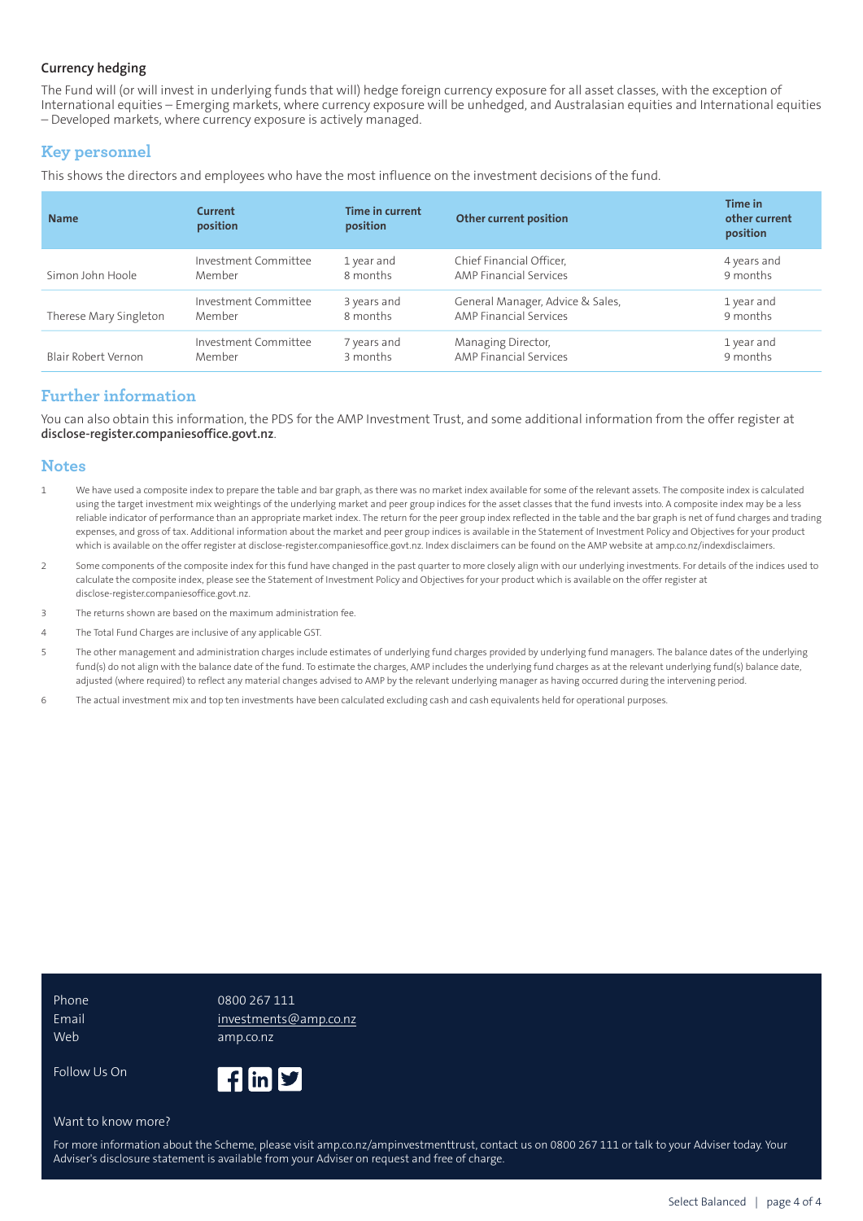**Currency hedging**

The Fund will (or will invest in underlying funds that will) hedge foreign currency exposure for all asset classes, with the exception of International equities – Emerging markets, where currency exposure will be unhedged, and Australasian equities and International equities – Developed markets, where currency exposure is actively managed.

## Key personnel

This shows the directors and employees who have the most influence on the investment decisions of the fund.

| Name | Current position | Time in current position | Other current position | Time in other current position |
|---|---|---|---|---|
| Simon John Hoole | Investment Committee Member | 1 year and 8 months | Chief Financial Officer, AMP Financial Services | 4 years and 9 months |
| Therese Mary Singleton | Investment Committee Member | 3 years and 8 months | General Manager, Advice & Sales, AMP Financial Services | 1 year and 9 months |
| Blair Robert Vernon | Investment Committee Member | 7 years and 3 months | Managing Director, AMP Financial Services | 1 year and 9 months |

## Further information

You can also obtain this information, the PDS for the AMP Investment Trust, and some additional information from the offer register at **disclose-register.companiesoffice.govt.nz**.

## Notes

1. We have used a composite index to prepare the table and bar graph, as there was no market index available for some of the relevant assets. The composite index is calculated using the target investment mix weightings of the underlying market and peer group indices for the asset classes that the fund invests into. A composite index may be a less reliable indicator of performance than an appropriate market index. The return for the peer group index reflected in the table and the bar graph is net of fund charges and trading expenses, and gross of tax. Additional information about the market and peer group indices is available in the Statement of Investment Policy and Objectives for your product which is available on the offer register at disclose-register.companiesoffice.govt.nz. Index disclaimers can be found on the AMP website at amp.co.nz/indexdisclaimers.
2. Some components of the composite index for this fund have changed in the past quarter to more closely align with our underlying investments. For details of the indices used to calculate the composite index, please see the Statement of Investment Policy and Objectives for your product which is available on the offer register at disclose-register.companiesoffice.govt.nz.
3. The returns shown are based on the maximum administration fee.
4. The Total Fund Charges are inclusive of any applicable GST.
5. The other management and administration charges include estimates of underlying fund charges provided by underlying fund managers. The balance dates of the underlying fund(s) do not align with the balance date of the fund. To estimate the charges, AMP includes the underlying fund charges as at the relevant underlying fund(s) balance date, adjusted (where required) to reflect any material changes advised to AMP by the relevant underlying manager as having occurred during the intervening period.
6. The actual investment mix and top ten investments have been calculated excluding cash and cash equivalents held for operational purposes.

Phone 0800 267 111
Email investments@amp.co.nz
Web amp.co.nz

Follow Us On

Want to know more?

For more information about the Scheme, please visit amp.co.nz/ampinvestmenttrust, contact us on 0800 267 111 or talk to your Adviser today. Your Adviser's disclosure statement is available from your Adviser on request and free of charge.